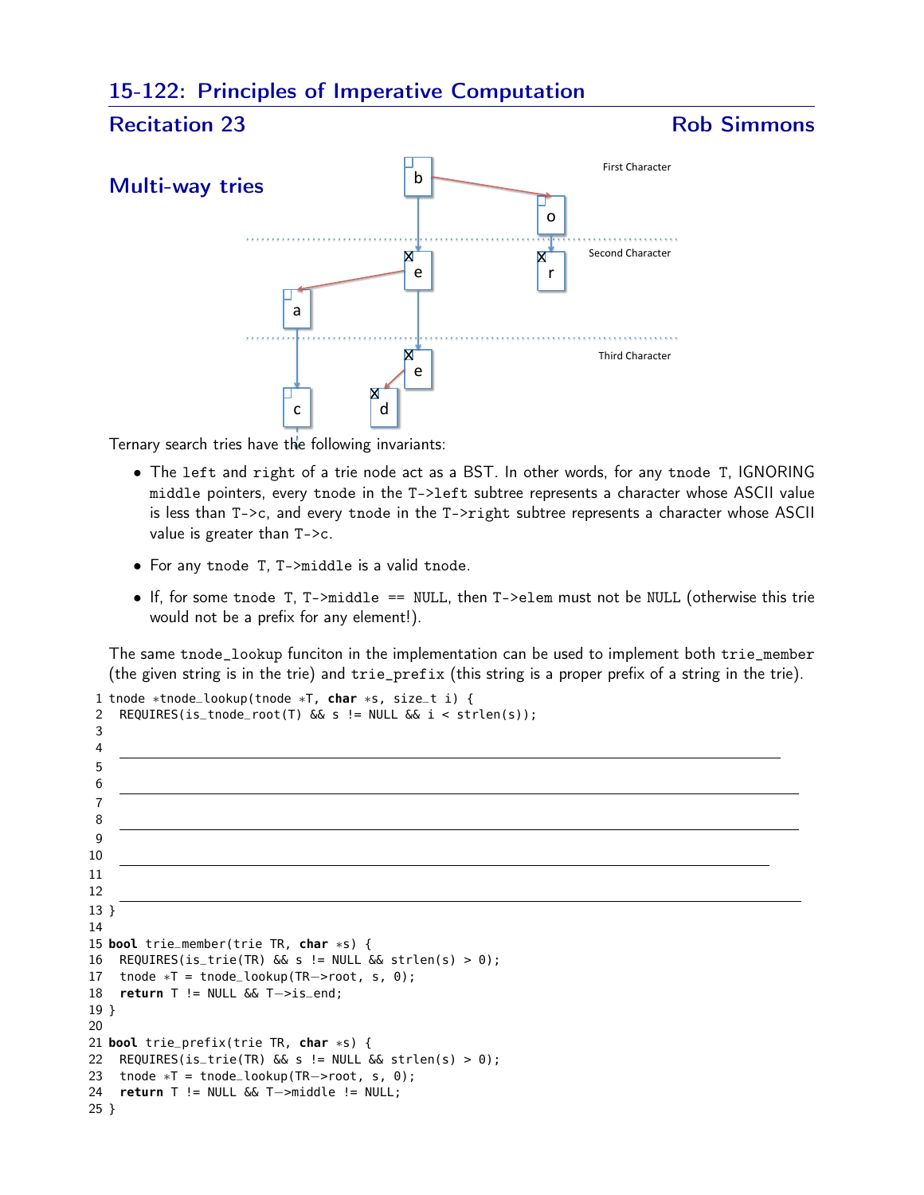# 15-122: Principles of Imperative Computation

## Recitation 23 — Rob Simmons

## Multi-way tries

First Character

Second Character

Third Character

Ternary search tries have the following invariants:

- The `left` and `right` of a trie node act as a BST. In other words, for any `tnode T`, IGNORING `middle` pointers, every `tnode` in the `T->left` subtree represents a character whose ASCII value is less than `T->c`, and every `tnode` in the `T->right` subtree represents a character whose ASCII value is greater than `T->c`.
- For any `tnode T`, `T->middle` is a valid `tnode`.
- If, for some `tnode T`, `T->middle == NULL`, then `T->elem` must not be `NULL` (otherwise this trie would not be a prefix for any element!).

The same `tnode_lookup` funciton in the implementation can be used to implement both `trie_member` (the given string is in the trie) and `trie_prefix` (this string is a proper prefix of a string in the trie).

```
1  tnode *tnode_lookup(tnode *T, char *s, size_t i) {
2    REQUIRES(is_tnode_root(T) && s != NULL && i < strlen(s));
3
4    ____________________________________________________________
5
6    ____________________________________________________________
7
8    ____________________________________________________________
9
10   ____________________________________________________________
11
12   ____________________________________________________________
13 }
14
15 bool trie_member(trie TR, char *s) {
16   REQUIRES(is_trie(TR) && s != NULL && strlen(s) > 0);
17   tnode *T = tnode_lookup(TR->root, s, 0);
18   return T != NULL && T->is_end;
19 }
20
21 bool trie_prefix(trie TR, char *s) {
22   REQUIRES(is_trie(TR) && s != NULL && strlen(s) > 0);
23   tnode *T = tnode_lookup(TR->root, s, 0);
24   return T != NULL && T->middle != NULL;
25 }
```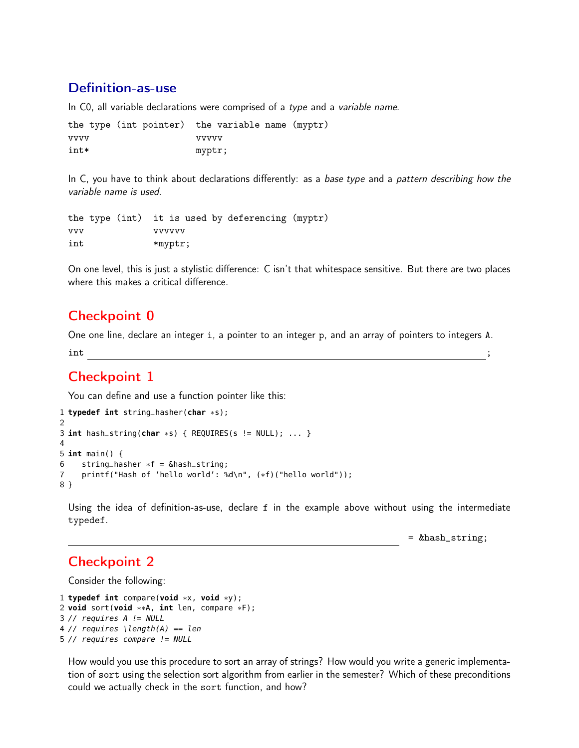## Definition-as-use

In C0, all variable declarations were comprised of a *type* and a *variable name*.

```
the type (int pointer)  the variable name (myptr)
vvvv                    vvvvv
int*                    myptr;
```

In C, you have to think about declarations differently: as a *base type* and a *pattern describing how the variable name is used*.

```
the type (int)  it is used by deferencing (myptr)
vvv             vvvvvv
int             *myptr;
```

On one level, this is just a stylistic difference: C isn't that whitespace sensitive. But there are two places where this makes a critical difference.

## Checkpoint 0

One one line, declare an integer `i`, a pointer to an integer `p`, and an array of pointers to integers `A`.

`int` ______________________________________________________________________ ;

## Checkpoint 1

You can define and use a function pointer like this:

```
1 typedef int string_hasher(char *s);
2
3 int hash_string(char *s) { REQUIRES(s != NULL); ... }
4
5 int main() {
6   string_hasher *f = &hash_string;
7   printf("Hash of 'hello world': %d\n", (*f)("hello world"));
8 }
```

Using the idea of definition-as-use, declare `f` in the example above without using the intermediate `typedef`.

______________________________________________________________ `= &hash_string;`

## Checkpoint 2

Consider the following:

```
1 typedef int compare(void *x, void *y);
2 void sort(void **A, int len, compare *F);
3 // requires A != NULL
4 // requires \length(A) == len
5 // requires compare != NULL
```

How would you use this procedure to sort an array of strings? How would you write a generic implementation of `sort` using the selection sort algorithm from earlier in the semester? Which of these preconditions could we actually check in the `sort` function, and how?